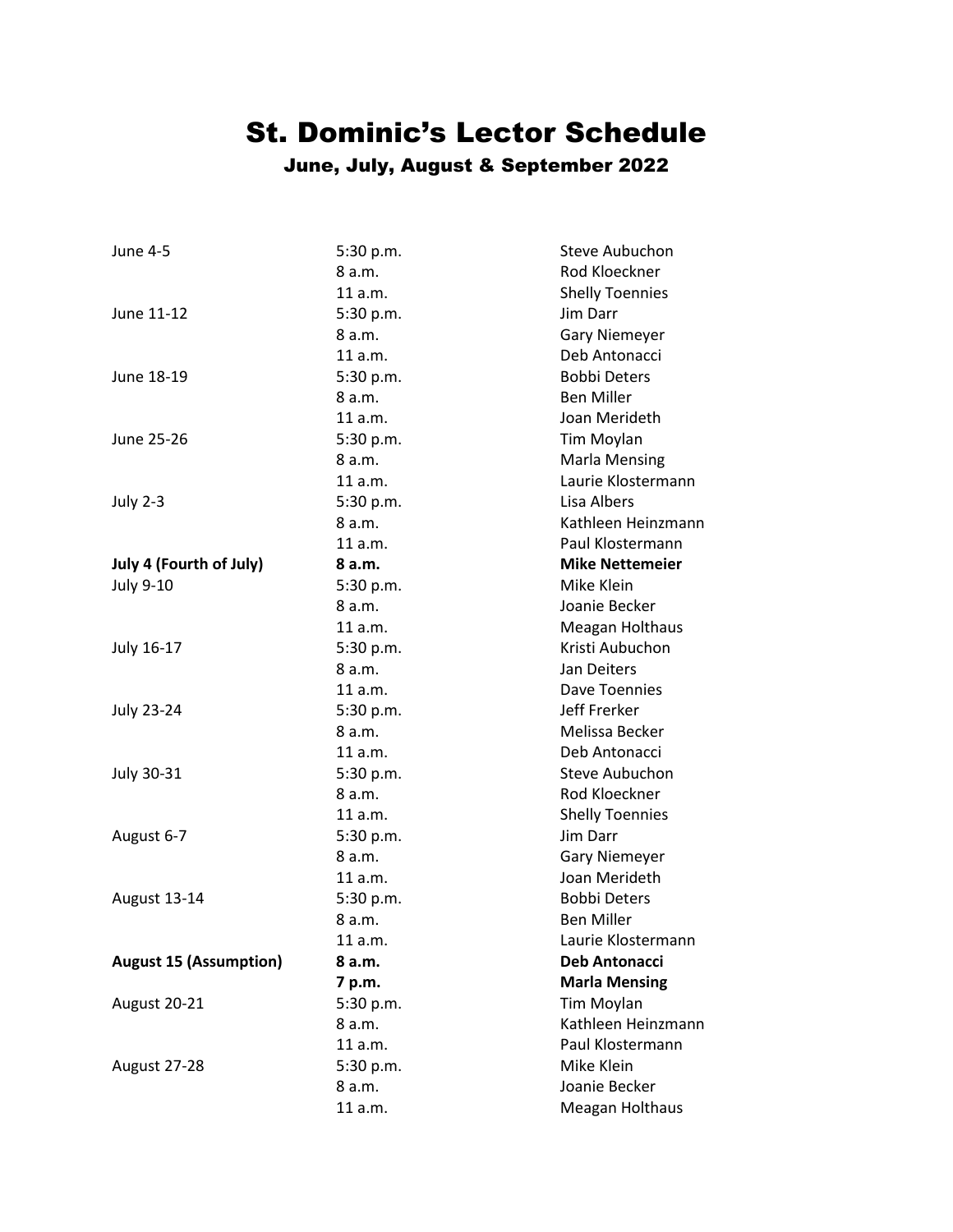# St. Dominic's Lector Schedule

## June, July, August & September 2022

| | | |
|---|---|---|
| June 4-5 | 5:30 p.m. | Steve Aubuchon |
| | 8 a.m. | Rod Kloeckner |
| | 11 a.m. | Shelly Toennies |
| June 11-12 | 5:30 p.m. | Jim Darr |
| | 8 a.m. | Gary Niemeyer |
| | 11 a.m. | Deb Antonacci |
| June 18-19 | 5:30 p.m. | Bobbi Deters |
| | 8 a.m. | Ben Miller |
| | 11 a.m. | Joan Merideth |
| June 25-26 | 5:30 p.m. | Tim Moylan |
| | 8 a.m. | Marla Mensing |
| | 11 a.m. | Laurie Klostermann |
| July 2-3 | 5:30 p.m. | Lisa Albers |
| | 8 a.m. | Kathleen Heinzmann |
| | 11 a.m. | Paul Klostermann |
| **July 4 (Fourth of July)** | **8 a.m.** | **Mike Nettemeier** |
| July 9-10 | 5:30 p.m. | Mike Klein |
| | 8 a.m. | Joanie Becker |
| | 11 a.m. | Meagan Holthaus |
| July 16-17 | 5:30 p.m. | Kristi Aubuchon |
| | 8 a.m. | Jan Deiters |
| | 11 a.m. | Dave Toennies |
| July 23-24 | 5:30 p.m. | Jeff Frerker |
| | 8 a.m. | Melissa Becker |
| | 11 a.m. | Deb Antonacci |
| July 30-31 | 5:30 p.m. | Steve Aubuchon |
| | 8 a.m. | Rod Kloeckner |
| | 11 a.m. | Shelly Toennies |
| August 6-7 | 5:30 p.m. | Jim Darr |
| | 8 a.m. | Gary Niemeyer |
| | 11 a.m. | Joan Merideth |
| August 13-14 | 5:30 p.m. | Bobbi Deters |
| | 8 a.m. | Ben Miller |
| | 11 a.m. | Laurie Klostermann |
| **August 15 (Assumption)** | **8 a.m.** | **Deb Antonacci** |
| | **7 p.m.** | **Marla Mensing** |
| August 20-21 | 5:30 p.m. | Tim Moylan |
| | 8 a.m. | Kathleen Heinzmann |
| | 11 a.m. | Paul Klostermann |
| August 27-28 | 5:30 p.m. | Mike Klein |
| | 8 a.m. | Joanie Becker |
| | 11 a.m. | Meagan Holthaus |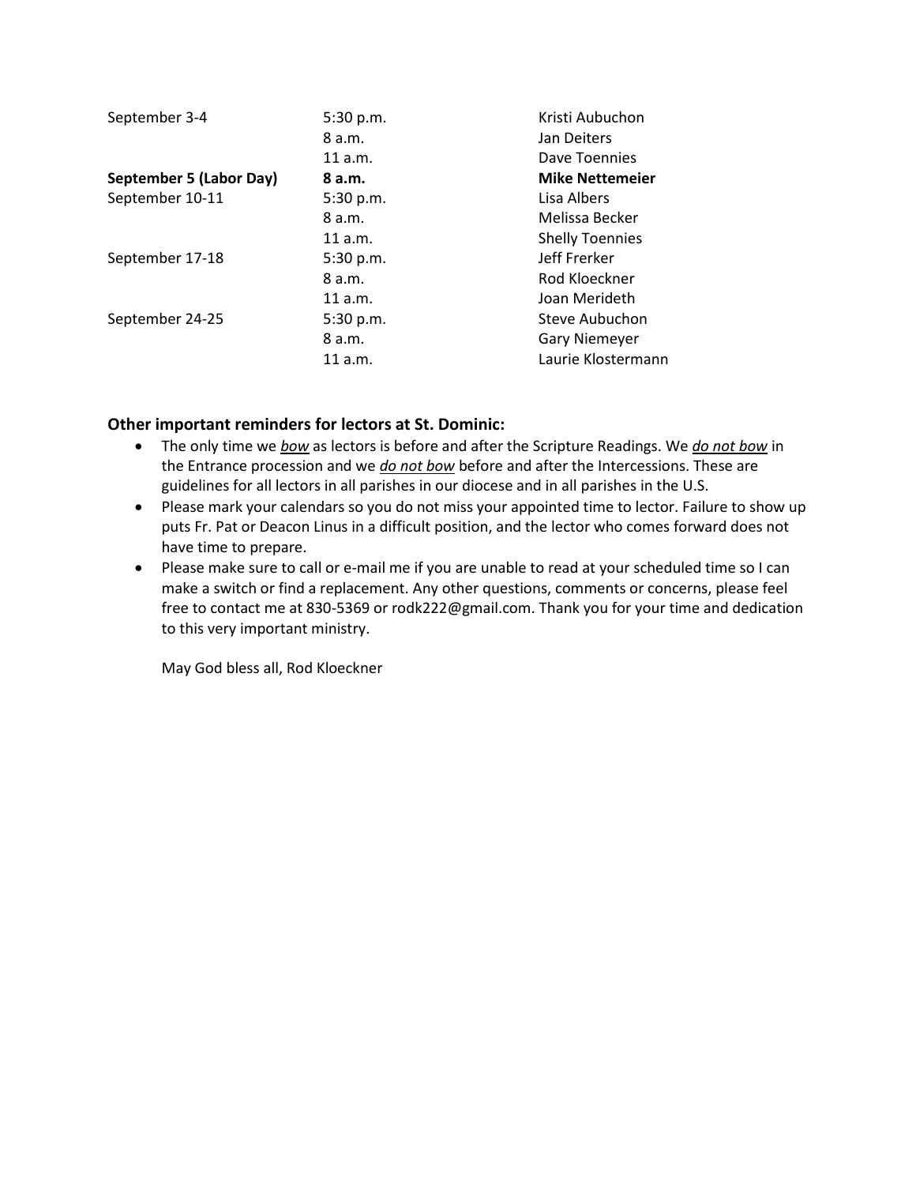| | | |
|---|---|---|
| September 3-4 | 5:30 p.m. | Kristi Aubuchon |
| | 8 a.m. | Jan Deiters |
| | 11 a.m. | Dave Toennies |
| **September 5 (Labor Day)** | **8 a.m.** | **Mike Nettemeier** |
| September 10-11 | 5:30 p.m. | Lisa Albers |
| | 8 a.m. | Melissa Becker |
| | 11 a.m. | Shelly Toennies |
| September 17-18 | 5:30 p.m. | Jeff Frerker |
| | 8 a.m. | Rod Kloeckner |
| | 11 a.m. | Joan Merideth |
| September 24-25 | 5:30 p.m. | Steve Aubuchon |
| | 8 a.m. | Gary Niemeyer |
| | 11 a.m. | Laurie Klostermann |

**Other important reminders for lectors at St. Dominic:**

- The only time we ***bow*** as lectors is before and after the Scripture Readings. We ***do not bow*** in the Entrance procession and we ***do not bow*** before and after the Intercessions. These are guidelines for all lectors in all parishes in our diocese and in all parishes in the U.S.
- Please mark your calendars so you do not miss your appointed time to lector. Failure to show up puts Fr. Pat or Deacon Linus in a difficult position, and the lector who comes forward does not have time to prepare.
- Please make sure to call or e-mail me if you are unable to read at your scheduled time so I can make a switch or find a replacement. Any other questions, comments or concerns, please feel free to contact me at 830-5369 or rodk222@gmail.com. Thank you for your time and dedication to this very important ministry.

May God bless all, Rod Kloeckner